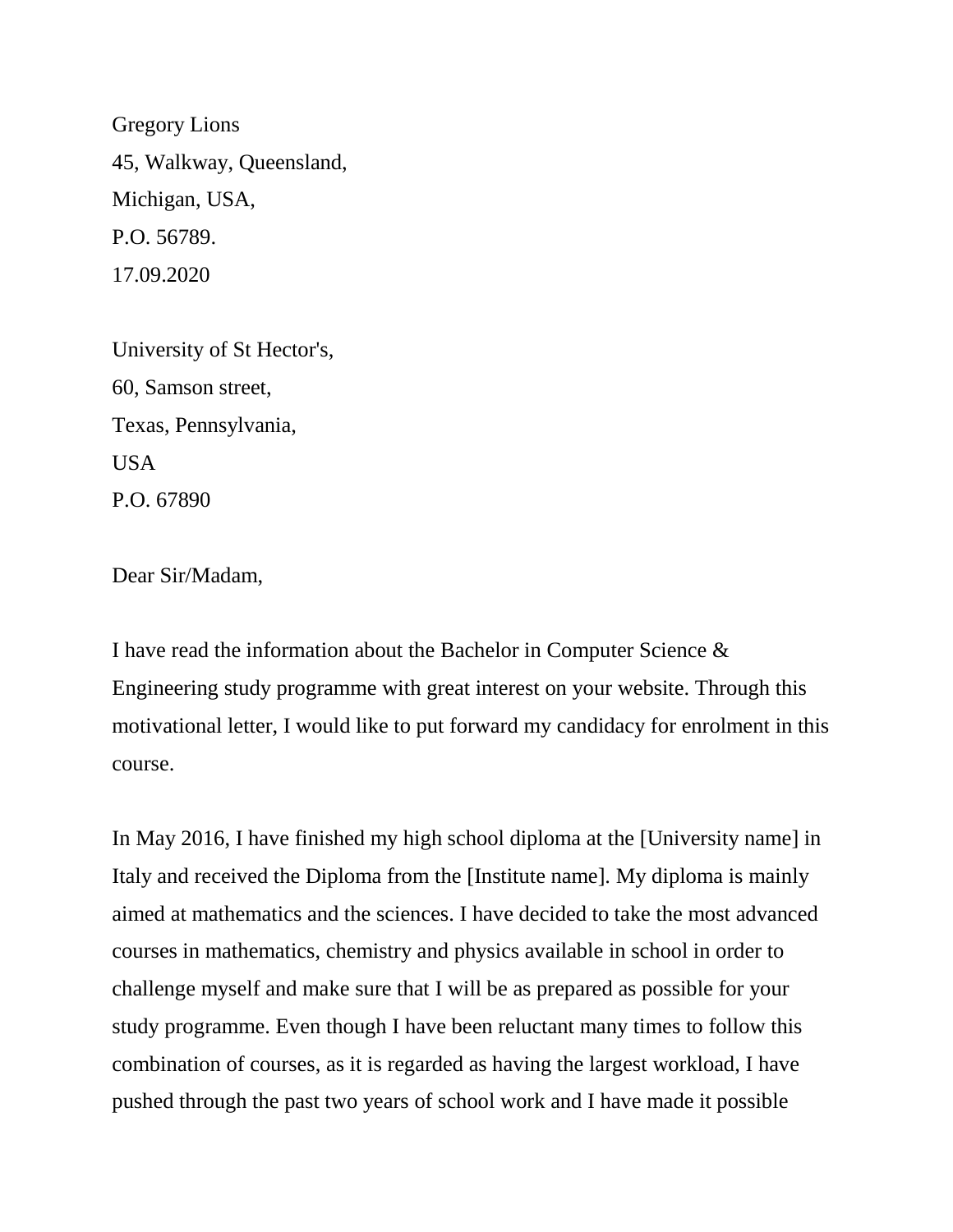Gregory Lions
45, Walkway, Queensland,
Michigan, USA,
P.O. 56789.
17.09.2020

University of St Hector's,
60, Samson street,
Texas, Pennsylvania,
USA
P.O. 67890

Dear Sir/Madam,

I have read the information about the Bachelor in Computer Science & Engineering study programme with great interest on your website. Through this motivational letter, I would like to put forward my candidacy for enrolment in this course.

In May 2016, I have finished my high school diploma at the [University name] in Italy and received the Diploma from the [Institute name]. My diploma is mainly aimed at mathematics and the sciences. I have decided to take the most advanced courses in mathematics, chemistry and physics available in school in order to challenge myself and make sure that I will be as prepared as possible for your study programme. Even though I have been reluctant many times to follow this combination of courses, as it is regarded as having the largest workload, I have pushed through the past two years of school work and I have made it possible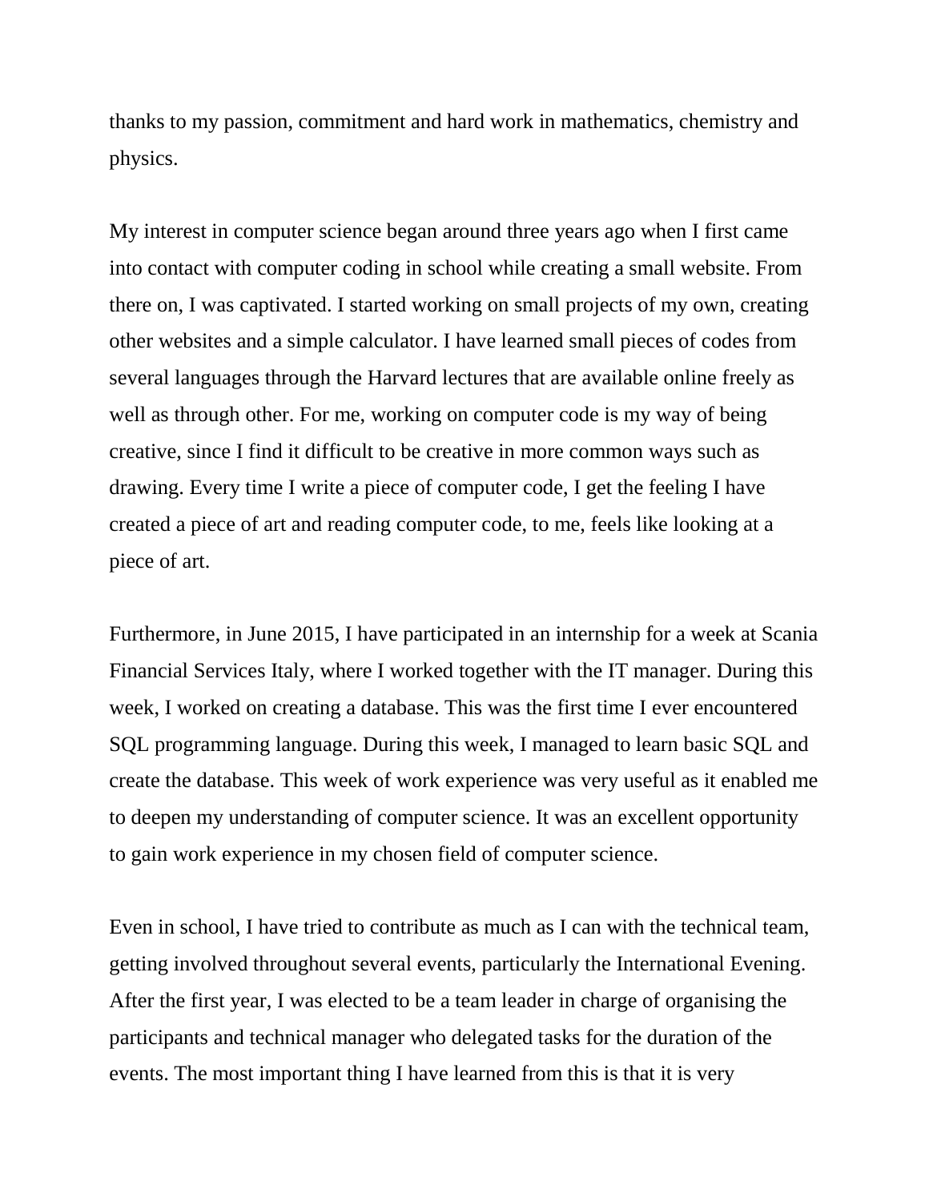thanks to my passion, commitment and hard work in mathematics, chemistry and physics.

My interest in computer science began around three years ago when I first came into contact with computer coding in school while creating a small website. From there on, I was captivated. I started working on small projects of my own, creating other websites and a simple calculator. I have learned small pieces of codes from several languages through the Harvard lectures that are available online freely as well as through other. For me, working on computer code is my way of being creative, since I find it difficult to be creative in more common ways such as drawing. Every time I write a piece of computer code, I get the feeling I have created a piece of art and reading computer code, to me, feels like looking at a piece of art.

Furthermore, in June 2015, I have participated in an internship for a week at Scania Financial Services Italy, where I worked together with the IT manager. During this week, I worked on creating a database. This was the first time I ever encountered SQL programming language. During this week, I managed to learn basic SQL and create the database. This week of work experience was very useful as it enabled me to deepen my understanding of computer science. It was an excellent opportunity to gain work experience in my chosen field of computer science.

Even in school, I have tried to contribute as much as I can with the technical team, getting involved throughout several events, particularly the International Evening. After the first year, I was elected to be a team leader in charge of organising the participants and technical manager who delegated tasks for the duration of the events. The most important thing I have learned from this is that it is very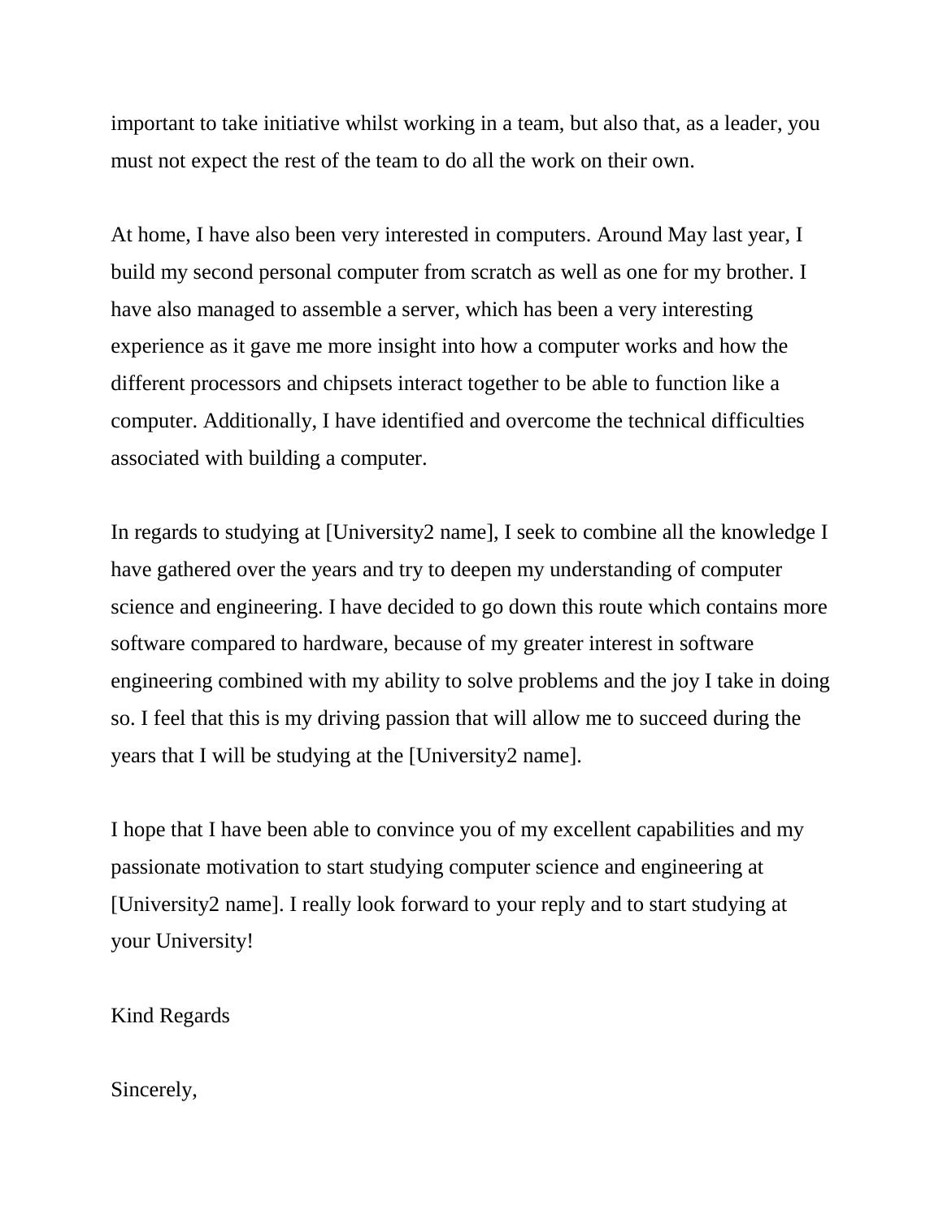important to take initiative whilst working in a team, but also that, as a leader, you must not expect the rest of the team to do all the work on their own.

At home, I have also been very interested in computers. Around May last year, I build my second personal computer from scratch as well as one for my brother. I have also managed to assemble a server, which has been a very interesting experience as it gave me more insight into how a computer works and how the different processors and chipsets interact together to be able to function like a computer. Additionally, I have identified and overcome the technical difficulties associated with building a computer.

In regards to studying at [University2 name], I seek to combine all the knowledge I have gathered over the years and try to deepen my understanding of computer science and engineering. I have decided to go down this route which contains more software compared to hardware, because of my greater interest in software engineering combined with my ability to solve problems and the joy I take in doing so. I feel that this is my driving passion that will allow me to succeed during the years that I will be studying at the [University2 name].

I hope that I have been able to convince you of my excellent capabilities and my passionate motivation to start studying computer science and engineering at [University2 name]. I really look forward to your reply and to start studying at your University!

Kind Regards

Sincerely,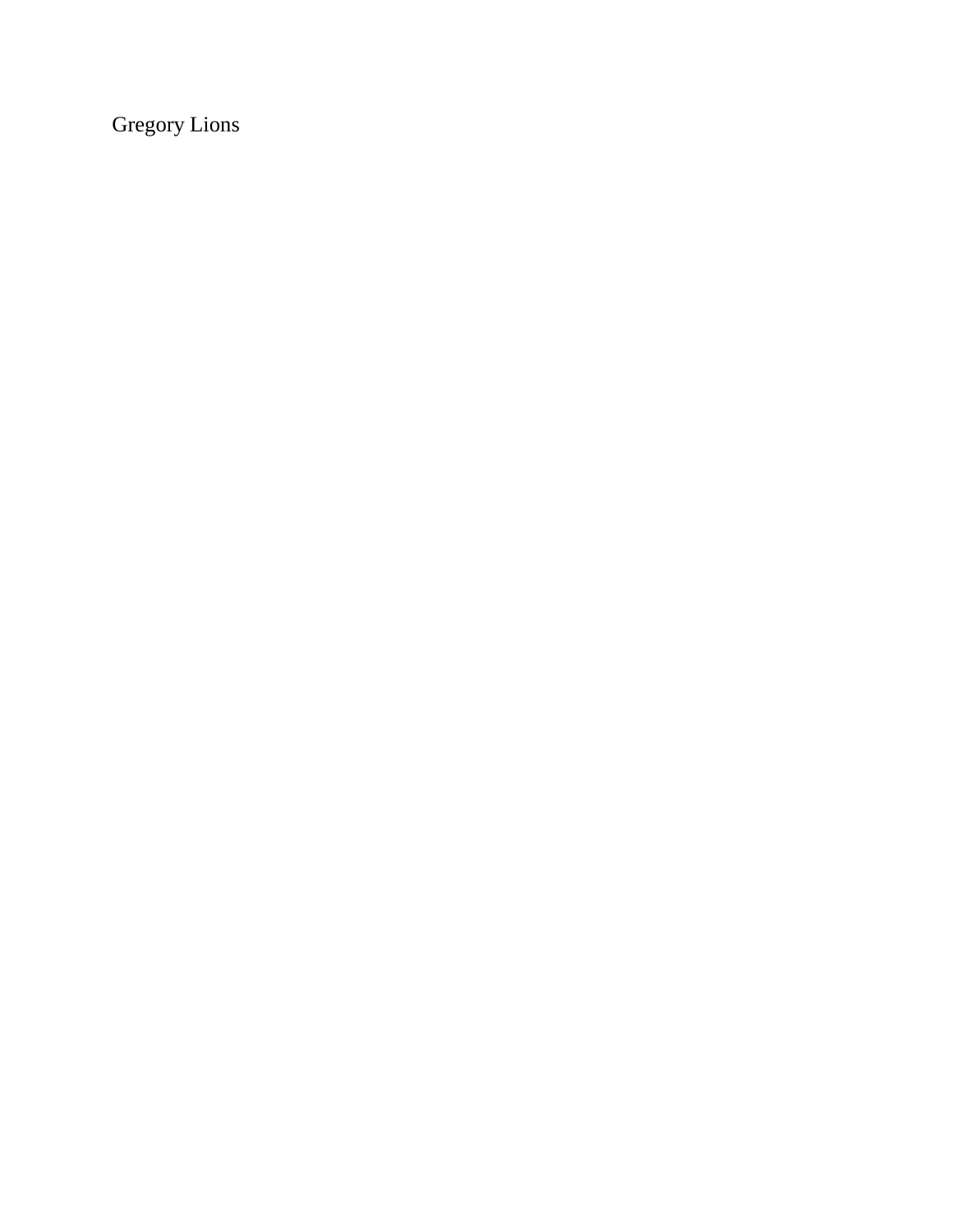Gregory Lions